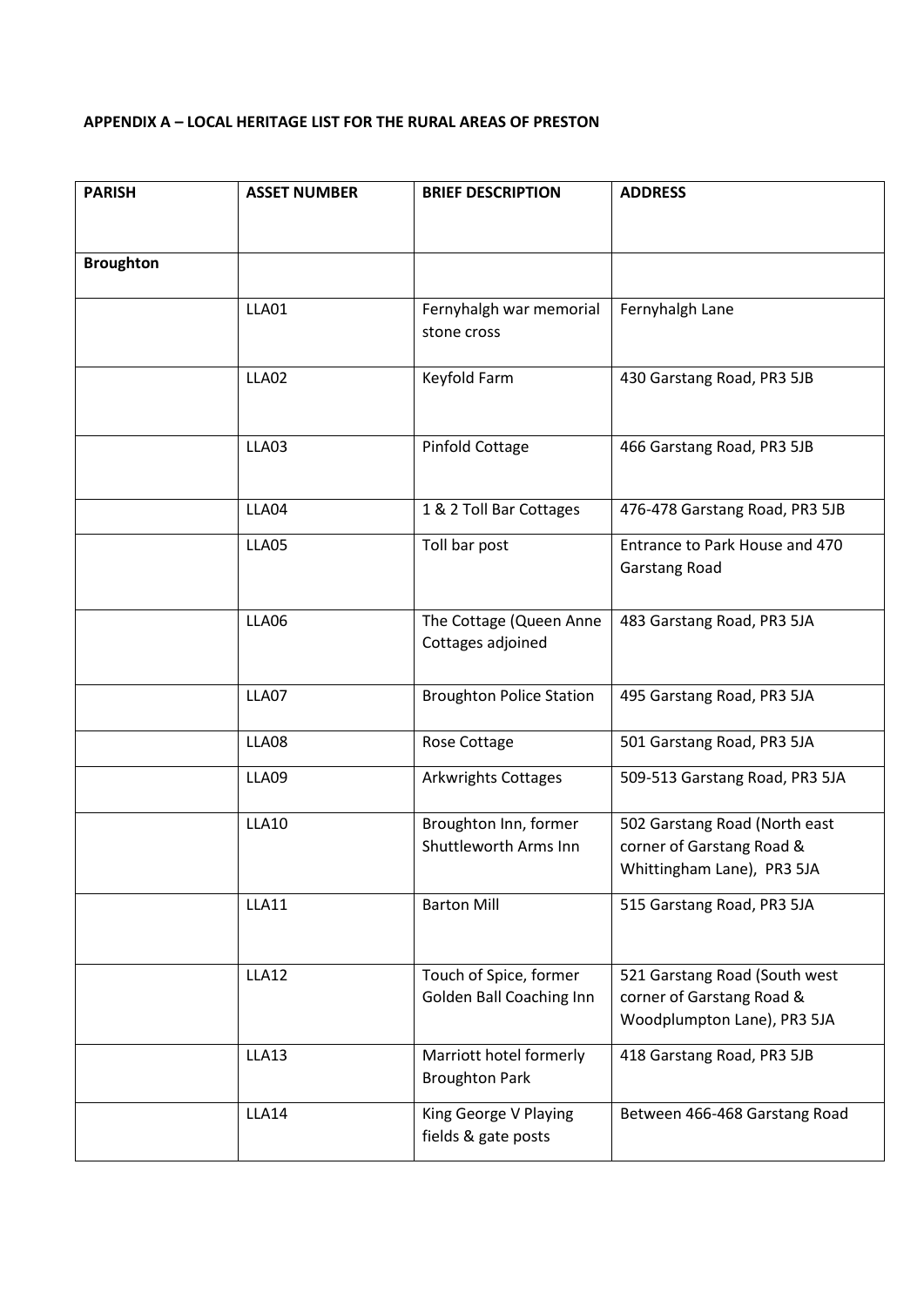**APPENDIX A – LOCAL HERITAGE LIST FOR THE RURAL AREAS OF PRESTON**

| PARISH | ASSET NUMBER | BRIEF DESCRIPTION | ADDRESS |
|---|---|---|---|
| **Broughton** | | | |
| | LLA01 | Fernyhalgh war memorial stone cross | Fernyhalgh Lane |
| | LLA02 | Keyfold Farm | 430 Garstang Road, PR3 5JB |
| | LLA03 | Pinfold Cottage | 466 Garstang Road, PR3 5JB |
| | LLA04 | 1 & 2 Toll Bar Cottages | 476-478 Garstang Road, PR3 5JB |
| | LLA05 | Toll bar post | Entrance to Park House and 470 Garstang Road |
| | LLA06 | The Cottage (Queen Anne Cottages adjoined | 483 Garstang Road, PR3 5JA |
| | LLA07 | Broughton Police Station | 495 Garstang Road, PR3 5JA |
| | LLA08 | Rose Cottage | 501 Garstang Road, PR3 5JA |
| | LLA09 | Arkwrights Cottages | 509-513 Garstang Road, PR3 5JA |
| | LLA10 | Broughton Inn, former Shuttleworth Arms Inn | 502 Garstang Road (North east corner of Garstang Road & Whittingham Lane), PR3 5JA |
| | LLA11 | Barton Mill | 515 Garstang Road, PR3 5JA |
| | LLA12 | Touch of Spice, former Golden Ball Coaching Inn | 521 Garstang Road (South west corner of Garstang Road & Woodplumpton Lane), PR3 5JA |
| | LLA13 | Marriott hotel formerly Broughton Park | 418 Garstang Road, PR3 5JB |
| | LLA14 | King George V Playing fields & gate posts | Between 466-468 Garstang Road |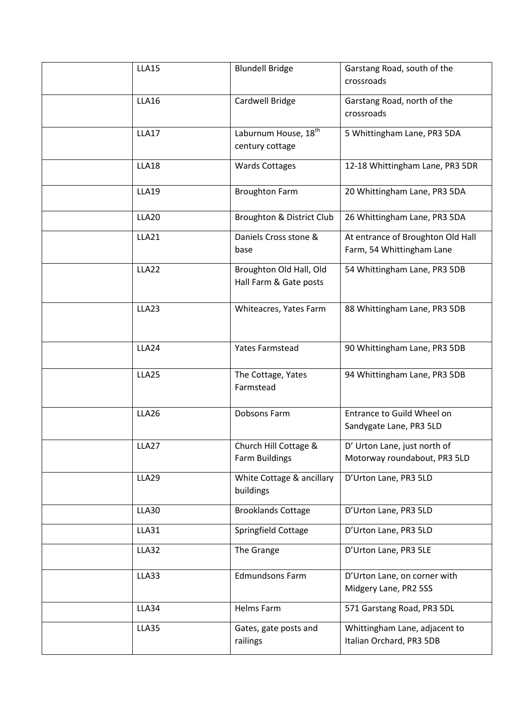|  | LLA15 | Blundell Bridge | Garstang Road, south of the crossroads |
|---|---|---|---|
|  | LLA16 | Cardwell Bridge | Garstang Road, north of the crossroads |
|  | LLA17 | Laburnum House, 18th century cottage | 5 Whittingham Lane, PR3 5DA |
|  | LLA18 | Wards Cottages | 12-18 Whittingham Lane, PR3 5DR |
|  | LLA19 | Broughton Farm | 20 Whittingham Lane, PR3 5DA |
|  | LLA20 | Broughton & District Club | 26 Whittingham Lane, PR3 5DA |
|  | LLA21 | Daniels Cross stone & base | At entrance of Broughton Old Hall Farm, 54 Whittingham Lane |
|  | LLA22 | Broughton Old Hall, Old Hall Farm & Gate posts | 54 Whittingham Lane, PR3 5DB |
|  | LLA23 | Whiteacres, Yates Farm | 88 Whittingham Lane, PR3 5DB |
|  | LLA24 | Yates Farmstead | 90 Whittingham Lane, PR3 5DB |
|  | LLA25 | The Cottage, Yates Farmstead | 94 Whittingham Lane, PR3 5DB |
|  | LLA26 | Dobsons Farm | Entrance to Guild Wheel on Sandygate Lane, PR3 5LD |
|  | LLA27 | Church Hill Cottage & Farm Buildings | D' Urton Lane, just north of Motorway roundabout, PR3 5LD |
|  | LLA29 | White Cottage & ancillary buildings | D'Urton Lane, PR3 5LD |
|  | LLA30 | Brooklands Cottage | D'Urton Lane, PR3 5LD |
|  | LLA31 | Springfield Cottage | D'Urton Lane, PR3 5LD |
|  | LLA32 | The Grange | D'Urton Lane, PR3 5LE |
|  | LLA33 | Edmundsons Farm | D'Urton Lane, on corner with Midgery Lane, PR2 5SS |
|  | LLA34 | Helms Farm | 571 Garstang Road, PR3 5DL |
|  | LLA35 | Gates, gate posts and railings | Whittingham Lane, adjacent to Italian Orchard, PR3 5DB |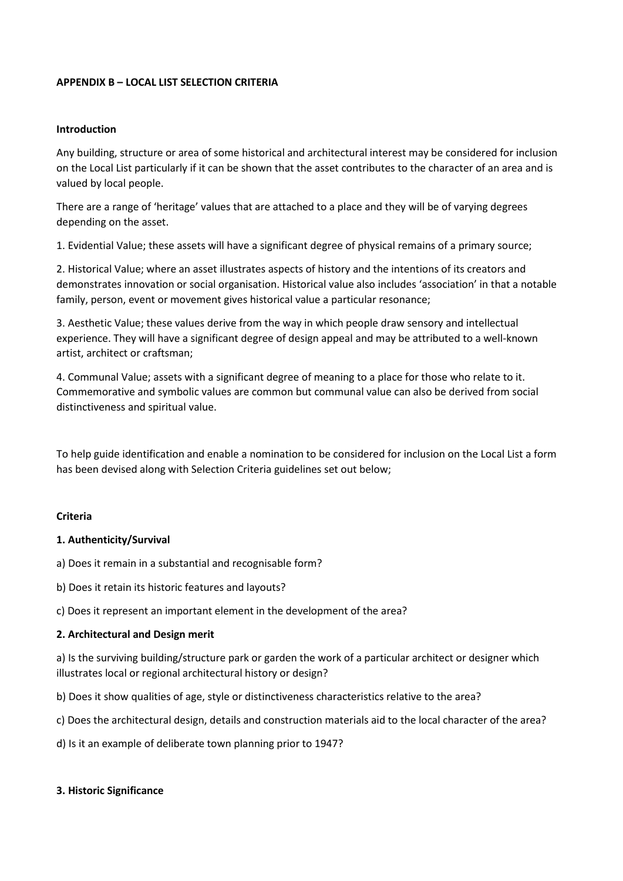**APPENDIX B – LOCAL LIST SELECTION CRITERIA**

**Introduction**

Any building, structure or area of some historical and architectural interest may be considered for inclusion on the Local List particularly if it can be shown that the asset contributes to the character of an area and is valued by local people.

There are a range of 'heritage' values that are attached to a place and they will be of varying degrees depending on the asset.

1. Evidential Value; these assets will have a significant degree of physical remains of a primary source;

2. Historical Value; where an asset illustrates aspects of history and the intentions of its creators and demonstrates innovation or social organisation. Historical value also includes 'association' in that a notable family, person, event or movement gives historical value a particular resonance;

3. Aesthetic Value; these values derive from the way in which people draw sensory and intellectual experience. They will have a significant degree of design appeal and may be attributed to a well-known artist, architect or craftsman;

4. Communal Value; assets with a significant degree of meaning to a place for those who relate to it. Commemorative and symbolic values are common but communal value can also be derived from social distinctiveness and spiritual value.

To help guide identification and enable a nomination to be considered for inclusion on the Local List a form has been devised along with Selection Criteria guidelines set out below;

**Criteria**

**1. Authenticity/Survival**

a) Does it remain in a substantial and recognisable form?

b) Does it retain its historic features and layouts?

c) Does it represent an important element in the development of the area?

**2. Architectural and Design merit**

a) Is the surviving building/structure park or garden the work of a particular architect or designer which illustrates local or regional architectural history or design?

b) Does it show qualities of age, style or distinctiveness characteristics relative to the area?

c) Does the architectural design, details and construction materials aid to the local character of the area?

d) Is it an example of deliberate town planning prior to 1947?

**3. Historic Significance**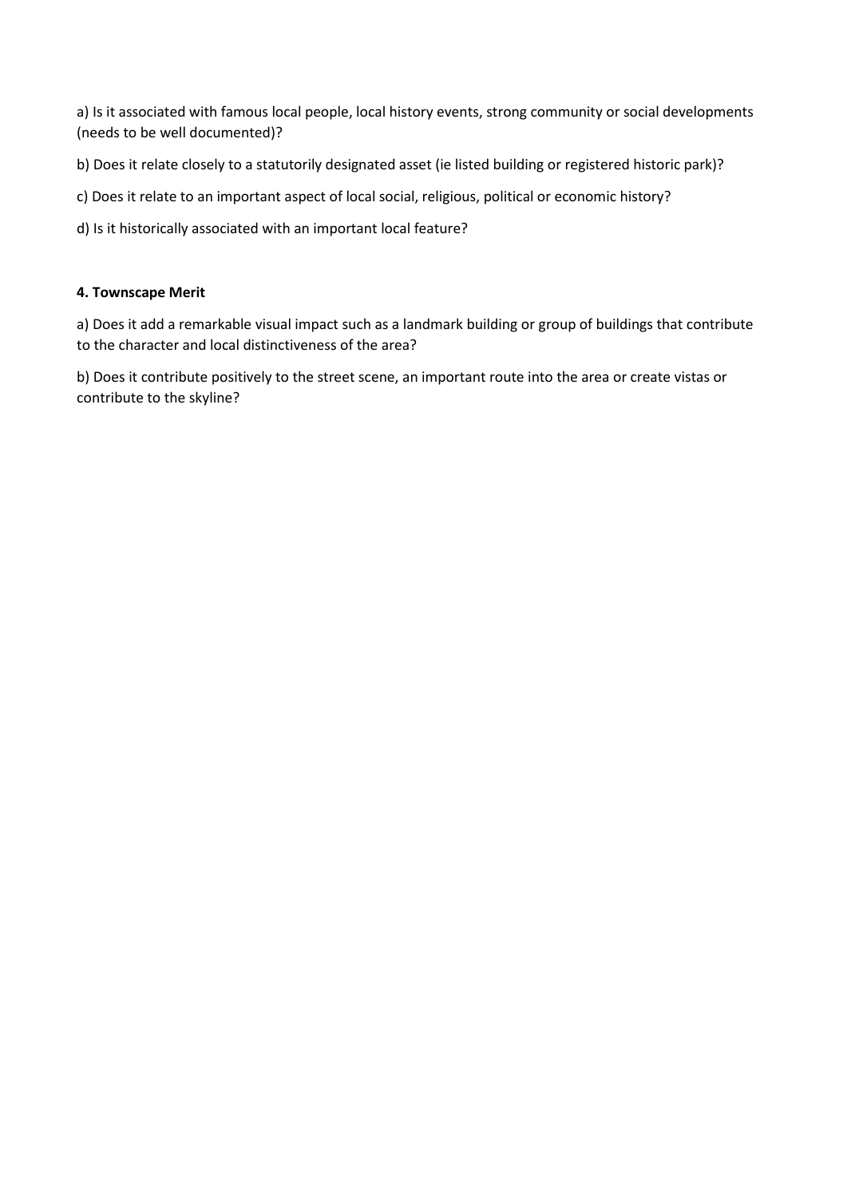a) Is it associated with famous local people, local history events, strong community or social developments (needs to be well documented)?

b) Does it relate closely to a statutorily designated asset (ie listed building or registered historic park)?

c) Does it relate to an important aspect of local social, religious, political or economic history?

d) Is it historically associated with an important local feature?

**4. Townscape Merit**

a) Does it add a remarkable visual impact such as a landmark building or group of buildings that contribute to the character and local distinctiveness of the area?

b) Does it contribute positively to the street scene, an important route into the area or create vistas or contribute to the skyline?